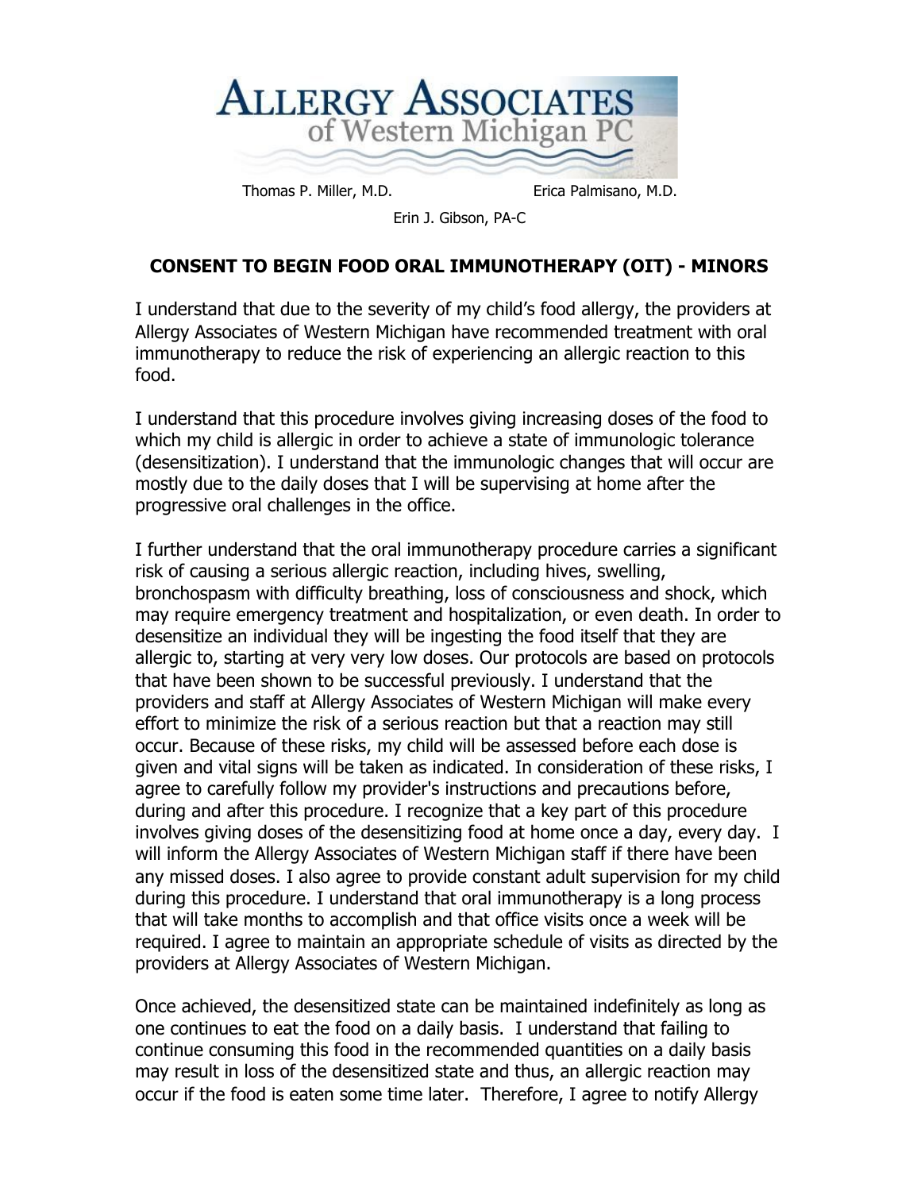# ALLERGY ASSOCIATES of Western Michigan PC

Thomas P. Miller, M.D. Erica Palmisano, M.D.

Erin J. Gibson, PA-C

## CONSENT TO BEGIN FOOD ORAL IMMUNOTHERAPY (OIT) - MINORS

I understand that due to the severity of my child's food allergy, the providers at Allergy Associates of Western Michigan have recommended treatment with oral immunotherapy to reduce the risk of experiencing an allergic reaction to this food.

I understand that this procedure involves giving increasing doses of the food to which my child is allergic in order to achieve a state of immunologic tolerance (desensitization). I understand that the immunologic changes that will occur are mostly due to the daily doses that I will be supervising at home after the progressive oral challenges in the office.

I further understand that the oral immunotherapy procedure carries a significant risk of causing a serious allergic reaction, including hives, swelling, bronchospasm with difficulty breathing, loss of consciousness and shock, which may require emergency treatment and hospitalization, or even death. In order to desensitize an individual they will be ingesting the food itself that they are allergic to, starting at very very low doses. Our protocols are based on protocols that have been shown to be successful previously. I understand that the providers and staff at Allergy Associates of Western Michigan will make every effort to minimize the risk of a serious reaction but that a reaction may still occur. Because of these risks, my child will be assessed before each dose is given and vital signs will be taken as indicated. In consideration of these risks, I agree to carefully follow my provider's instructions and precautions before, during and after this procedure. I recognize that a key part of this procedure involves giving doses of the desensitizing food at home once a day, every day. I will inform the Allergy Associates of Western Michigan staff if there have been any missed doses. I also agree to provide constant adult supervision for my child during this procedure. I understand that oral immunotherapy is a long process that will take months to accomplish and that office visits once a week will be required. I agree to maintain an appropriate schedule of visits as directed by the providers at Allergy Associates of Western Michigan.

Once achieved, the desensitized state can be maintained indefinitely as long as one continues to eat the food on a daily basis. I understand that failing to continue consuming this food in the recommended quantities on a daily basis may result in loss of the desensitized state and thus, an allergic reaction may occur if the food is eaten some time later. Therefore, I agree to notify Allergy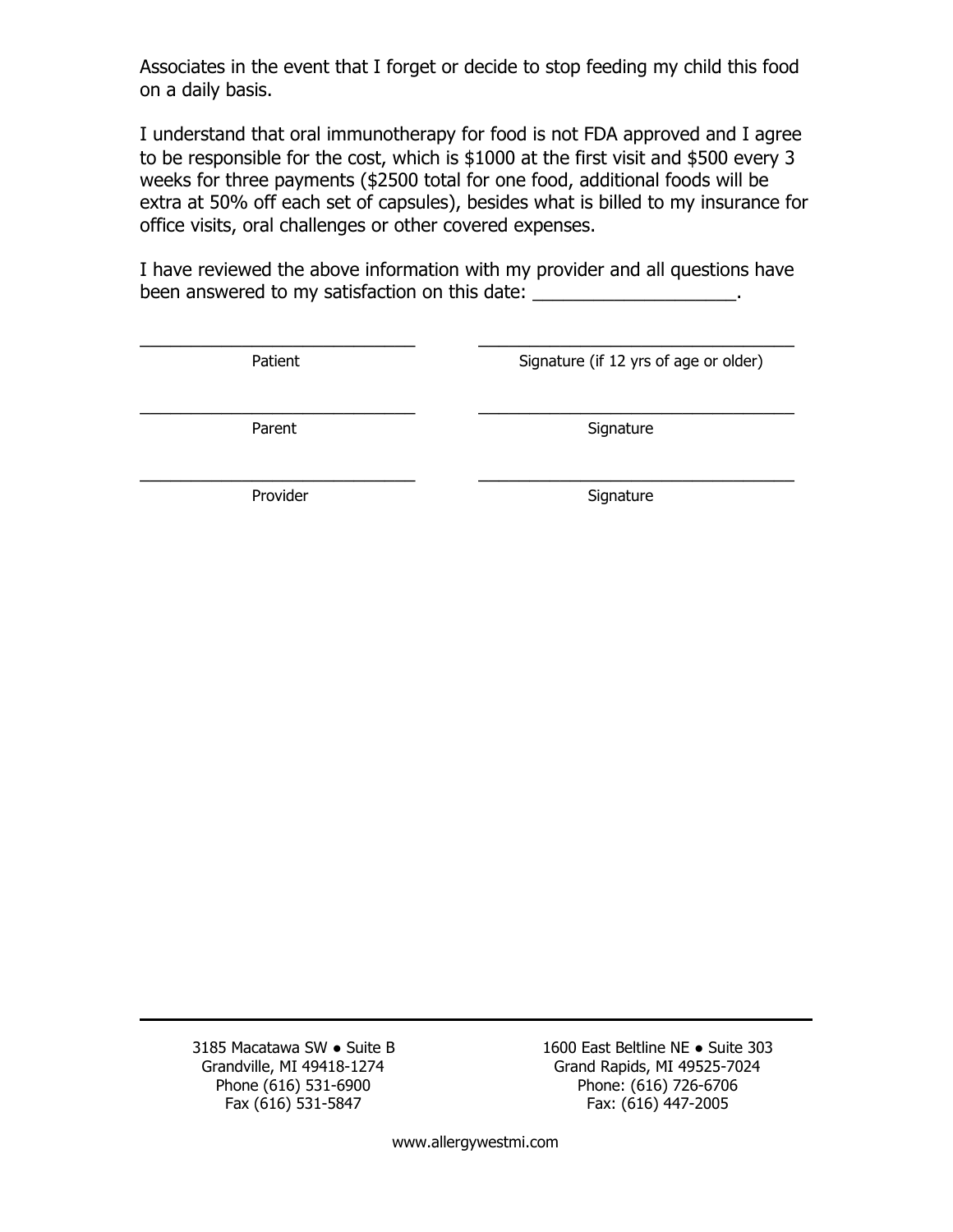Associates in the event that I forget or decide to stop feeding my child this food on a daily basis.

I understand that oral immunotherapy for food is not FDA approved and I agree to be responsible for the cost, which is $1000 at the first visit and $500 every 3 weeks for three payments ($2500 total for one food, additional foods will be extra at 50% off each set of capsules), besides what is billed to my insurance for office visits, oral challenges or other covered expenses.

I have reviewed the above information with my provider and all questions have been answered to my satisfaction on this date: ____________________.

| | |
|---|---|
| ______________________________ | ___________________________________ |
| Patient | Signature (if 12 yrs of age or older) |
| ______________________________ | ___________________________________ |
| Parent | Signature |
| ______________________________ | ___________________________________ |
| Provider | Signature |

---

3185 Macatawa SW • Suite B
Grandville, MI 49418-1274
Phone (616) 531-6900
Fax (616) 531-5847

1600 East Beltline NE • Suite 303
Grand Rapids, MI 49525-7024
Phone: (616) 726-6706
Fax: (616) 447-2005

www.allergywestmi.com